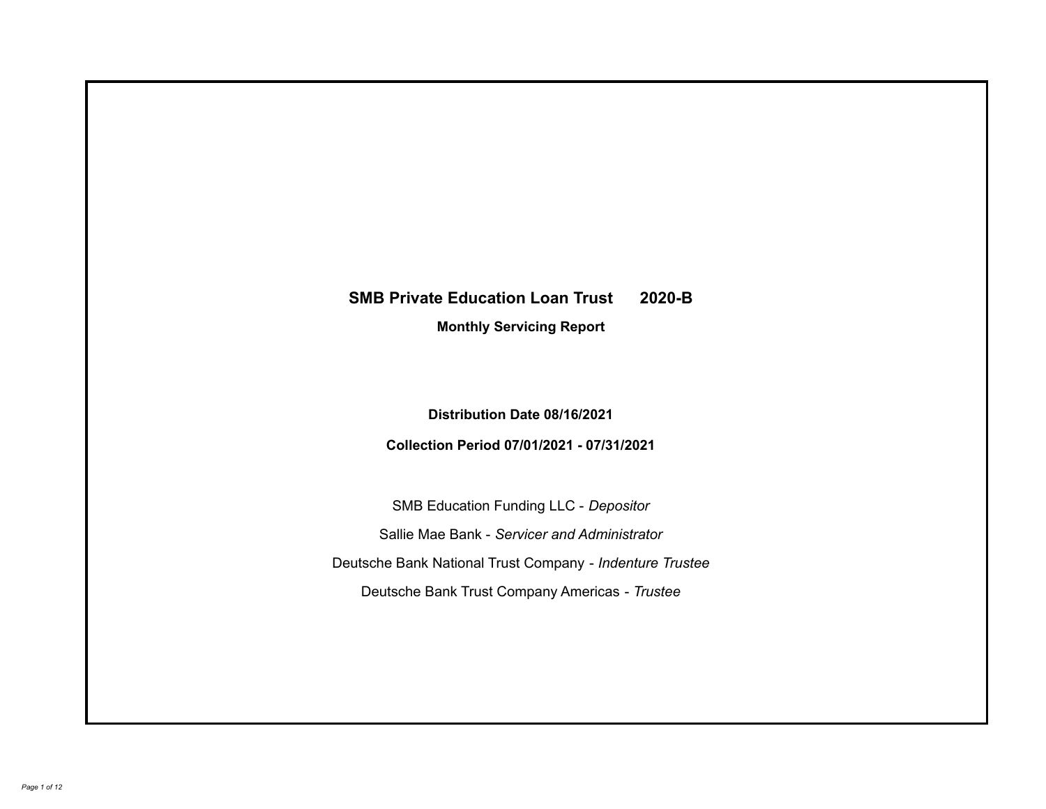# SMB Private Education Loan Trust 2020-B

**Monthly Servicing Report**

**Distribution Date 08/16/2021**

**Collection Period 07/01/2021 - 07/31/2021**

SMB Education Funding LLC - *Depositor*

Sallie Mae Bank - *Servicer and Administrator*

Deutsche Bank National Trust Company - *Indenture Trustee*

Deutsche Bank Trust Company Americas - *Trustee*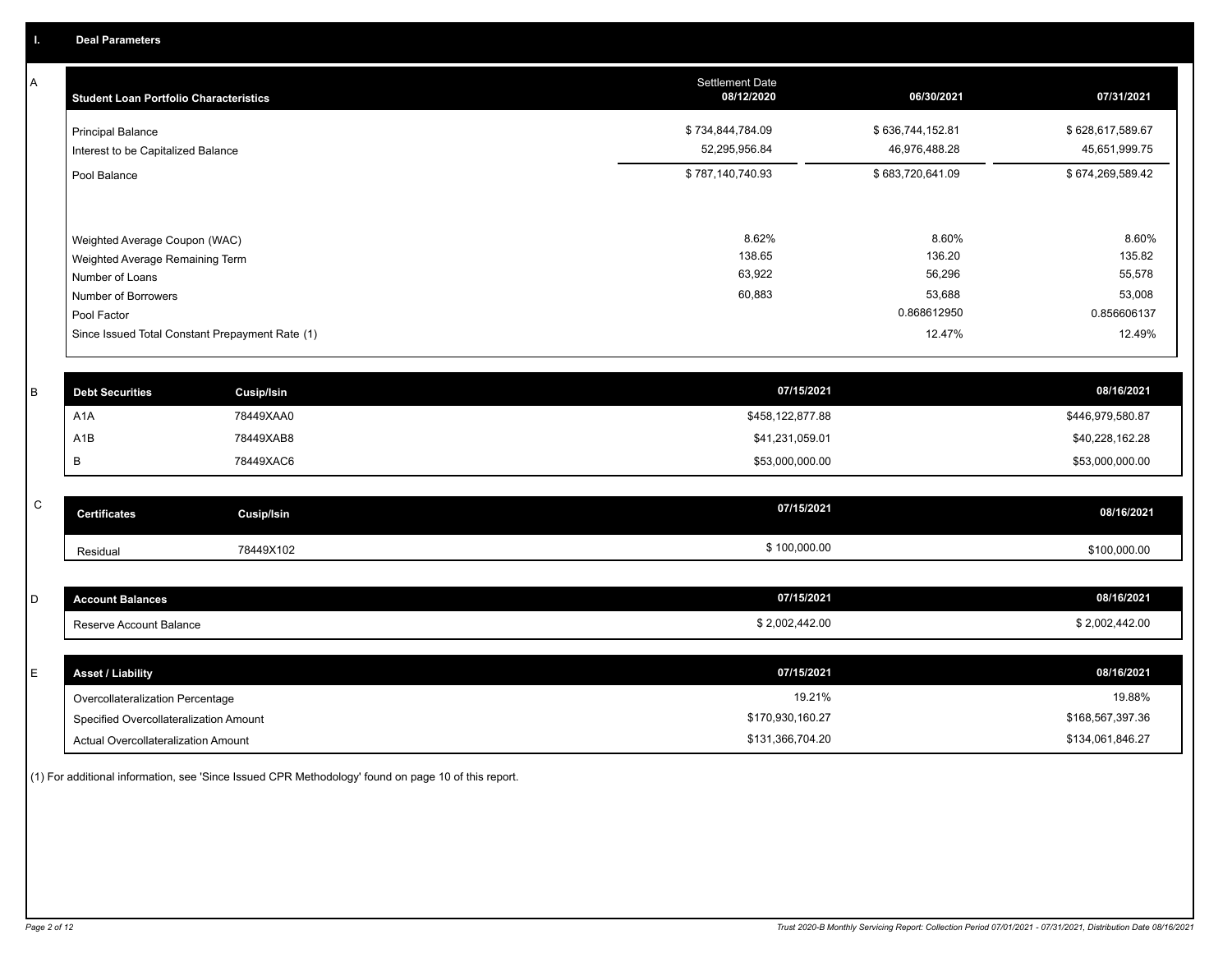# I. Deal Parameters

## A

| Student Loan Portfolio Characteristics | Settlement Date 08/12/2020 | 06/30/2021 | 07/31/2021 |
|---|---|---|---|
| Principal Balance | $ 734,844,784.09 | $ 636,744,152.81 | $ 628,617,589.67 |
| Interest to be Capitalized Balance | 52,295,956.84 | 46,976,488.28 | 45,651,999.75 |
| Pool Balance | $ 787,140,740.93 | $ 683,720,641.09 | $ 674,269,589.42 |
| Weighted Average Coupon (WAC) | 8.62% | 8.60% | 8.60% |
| Weighted Average Remaining Term | 138.65 | 136.20 | 135.82 |
| Number of Loans | 63,922 | 56,296 | 55,578 |
| Number of Borrowers | 60,883 | 53,688 | 53,008 |
| Pool Factor | | 0.868612950 | 0.856606137 |
| Since Issued Total Constant Prepayment Rate (1) | | 12.47% | 12.49% |

## B

| Debt Securities | Cusip/Isin | 07/15/2021 | 08/16/2021 |
|---|---|---|---|
| A1A | 78449XAA0 | $458,122,877.88 | $446,979,580.87 |
| A1B | 78449XAB8 | $41,231,059.01 | $40,228,162.28 |
| B | 78449XAC6 | $53,000,000.00 | $53,000,000.00 |

## C

| Certificates | Cusip/Isin | 07/15/2021 | 08/16/2021 |
|---|---|---|---|
| Residual | 78449X102 | $ 100,000.00 | $100,000.00 |

## D

| Account Balances | 07/15/2021 | 08/16/2021 |
|---|---|---|
| Reserve Account Balance | $ 2,002,442.00 | $ 2,002,442.00 |

## E

| Asset / Liability | 07/15/2021 | 08/16/2021 |
|---|---|---|
| Overcollateralization Percentage | 19.21% | 19.88% |
| Specified Overcollateralization Amount | $170,930,160.27 | $168,567,397.36 |
| Actual Overcollateralization Amount | $131,366,704.20 | $134,061,846.27 |

(1) For additional information, see 'Since Issued CPR Methodology' found on page 10 of this report.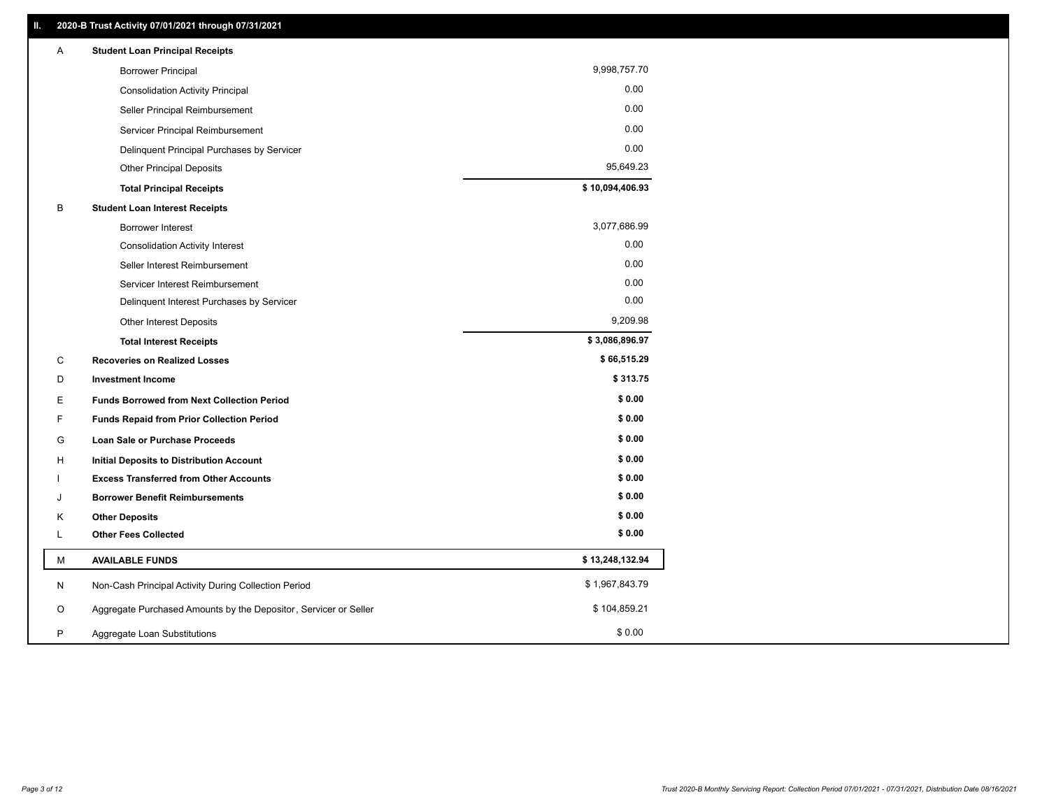## II. 2020-B Trust Activity 07/01/2021 through 07/31/2021

| | | |
|---|---|---|
| A | **Student Loan Principal Receipts** | |
| | Borrower Principal | 9,998,757.70 |
| | Consolidation Activity Principal | 0.00 |
| | Seller Principal Reimbursement | 0.00 |
| | Servicer Principal Reimbursement | 0.00 |
| | Delinquent Principal Purchases by Servicer | 0.00 |
| | Other Principal Deposits | 95,649.23 |
| | **Total Principal Receipts** | **$ 10,094,406.93** |
| B | **Student Loan Interest Receipts** | |
| | Borrower Interest | 3,077,686.99 |
| | Consolidation Activity Interest | 0.00 |
| | Seller Interest Reimbursement | 0.00 |
| | Servicer Interest Reimbursement | 0.00 |
| | Delinquent Interest Purchases by Servicer | 0.00 |
| | Other Interest Deposits | 9,209.98 |
| | **Total Interest Receipts** | **$ 3,086,896.97** |
| C | **Recoveries on Realized Losses** | **$ 66,515.29** |
| D | **Investment Income** | **$ 313.75** |
| E | **Funds Borrowed from Next Collection Period** | **$ 0.00** |
| F | **Funds Repaid from Prior Collection Period** | **$ 0.00** |
| G | **Loan Sale or Purchase Proceeds** | **$ 0.00** |
| H | **Initial Deposits to Distribution Account** | **$ 0.00** |
| I | **Excess Transferred from Other Accounts** | **$ 0.00** |
| J | **Borrower Benefit Reimbursements** | **$ 0.00** |
| K | **Other Deposits** | **$ 0.00** |
| L | **Other Fees Collected** | **$ 0.00** |
| M | **AVAILABLE FUNDS** | **$ 13,248,132.94** |
| N | Non-Cash Principal Activity During Collection Period | $ 1,967,843.79 |
| O | Aggregate Purchased Amounts by the Depositor, Servicer or Seller | $ 104,859.21 |
| P | Aggregate Loan Substitutions | $ 0.00 |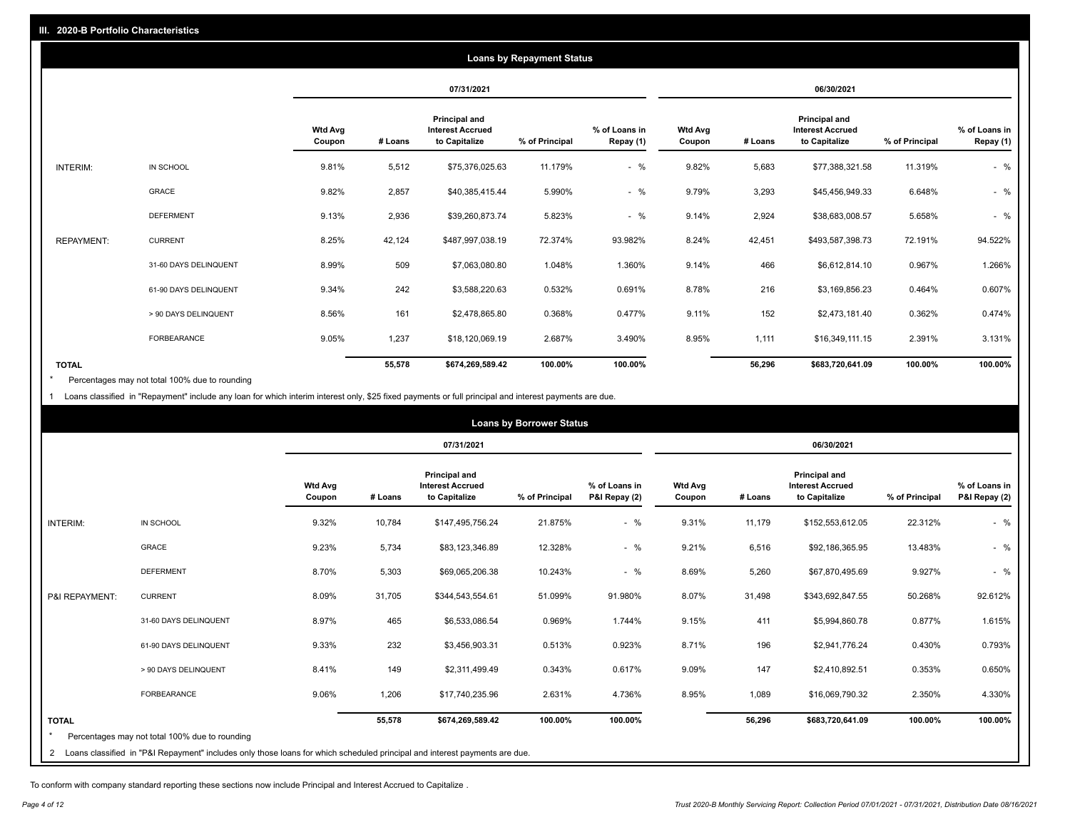## III. 2020-B Portfolio Characteristics

### Loans by Repayment Status

| | | 07/31/2021 | | | | | 06/30/2021 | | | | |
|---|---|---|---|---|---|---|---|---|---|---|---|
| | | Wtd Avg Coupon | # Loans | Principal and Interest Accrued to Capitalize | % of Principal | % of Loans in Repay (1) | Wtd Avg Coupon | # Loans | Principal and Interest Accrued to Capitalize | % of Principal | % of Loans in Repay (1) |
| INTERIM: | IN SCHOOL | 9.81% | 5,512 | $75,376,025.63 | 11.179% | - % | 9.82% | 5,683 | $77,388,321.58 | 11.319% | - % |
| | GRACE | 9.82% | 2,857 | $40,385,415.44 | 5.990% | - % | 9.79% | 3,293 | $45,456,949.33 | 6.648% | - % |
| | DEFERMENT | 9.13% | 2,936 | $39,260,873.74 | 5.823% | - % | 9.14% | 2,924 | $38,683,008.57 | 5.658% | - % |
| REPAYMENT: | CURRENT | 8.25% | 42,124 | $487,997,038.19 | 72.374% | 93.982% | 8.24% | 42,451 | $493,587,398.73 | 72.191% | 94.522% |
| | 31-60 DAYS DELINQUENT | 8.99% | 509 | $7,063,080.80 | 1.048% | 1.360% | 9.14% | 466 | $6,612,814.10 | 0.967% | 1.266% |
| | 61-90 DAYS DELINQUENT | 9.34% | 242 | $3,588,220.63 | 0.532% | 0.691% | 8.78% | 216 | $3,169,856.23 | 0.464% | 0.607% |
| | > 90 DAYS DELINQUENT | 8.56% | 161 | $2,478,865.80 | 0.368% | 0.477% | 9.11% | 152 | $2,473,181.40 | 0.362% | 0.474% |
| | FORBEARANCE | 9.05% | 1,237 | $18,120,069.19 | 2.687% | 3.490% | 8.95% | 1,111 | $16,349,111.15 | 2.391% | 3.131% |
| TOTAL | | | 55,578 | $674,269,589.42 | 100.00% | 100.00% | | 56,296 | $683,720,641.09 | 100.00% | 100.00% |

\* Percentages may not total 100% due to rounding

1 Loans classified in "Repayment" include any loan for which interim interest only, $25 fixed payments or full principal and interest payments are due.

### Loans by Borrower Status

| | | 07/31/2021 | | | | | 06/30/2021 | | | | |
|---|---|---|---|---|---|---|---|---|---|---|---|
| | | Wtd Avg Coupon | # Loans | Principal and Interest Accrued to Capitalize | % of Principal | % of Loans in P&I Repay (2) | Wtd Avg Coupon | # Loans | Principal and Interest Accrued to Capitalize | % of Principal | % of Loans in P&I Repay (2) |
| INTERIM: | IN SCHOOL | 9.32% | 10,784 | $147,495,756.24 | 21.875% | - % | 9.31% | 11,179 | $152,553,612.05 | 22.312% | - % |
| | GRACE | 9.23% | 5,734 | $83,123,346.89 | 12.328% | - % | 9.21% | 6,516 | $92,186,365.95 | 13.483% | - % |
| | DEFERMENT | 8.70% | 5,303 | $69,065,206.38 | 10.243% | - % | 8.69% | 5,260 | $67,870,495.69 | 9.927% | - % |
| P&I REPAYMENT: | CURRENT | 8.09% | 31,705 | $344,543,554.61 | 51.099% | 91.980% | 8.07% | 31,498 | $343,692,847.55 | 50.268% | 92.612% |
| | 31-60 DAYS DELINQUENT | 8.97% | 465 | $6,533,086.54 | 0.969% | 1.744% | 9.15% | 411 | $5,994,860.78 | 0.877% | 1.615% |
| | 61-90 DAYS DELINQUENT | 9.33% | 232 | $3,456,903.31 | 0.513% | 0.923% | 8.71% | 196 | $2,941,776.24 | 0.430% | 0.793% |
| | > 90 DAYS DELINQUENT | 8.41% | 149 | $2,311,499.49 | 0.343% | 0.617% | 9.09% | 147 | $2,410,892.51 | 0.353% | 0.650% |
| | FORBEARANCE | 9.06% | 1,206 | $17,740,235.96 | 2.631% | 4.736% | 8.95% | 1,089 | $16,069,790.32 | 2.350% | 4.330% |
| TOTAL | | | 55,578 | $674,269,589.42 | 100.00% | 100.00% | | 56,296 | $683,720,641.09 | 100.00% | 100.00% |

\* Percentages may not total 100% due to rounding

2 Loans classified in "P&I Repayment" includes only those loans for which scheduled principal and interest payments are due.

To conform with company standard reporting these sections now include Principal and Interest Accrued to Capitalize .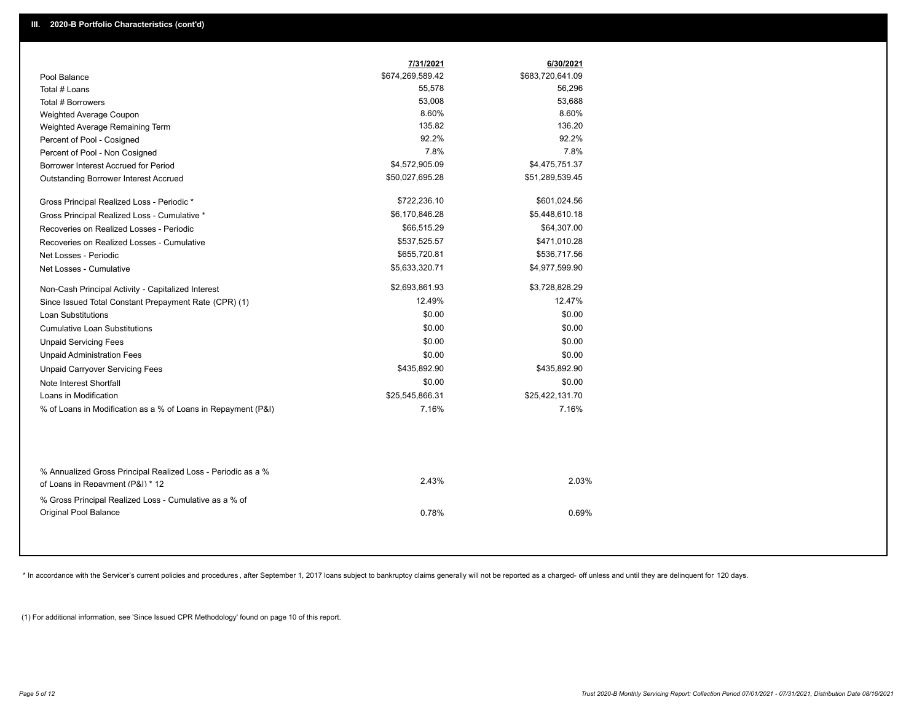## III. 2020-B Portfolio Characteristics (cont'd)

| | 7/31/2021 | 6/30/2021 |
|---|---|---|
| Pool Balance | $674,269,589.42 | $683,720,641.09 |
| Total # Loans | 55,578 | 56,296 |
| Total # Borrowers | 53,008 | 53,688 |
| Weighted Average Coupon | 8.60% | 8.60% |
| Weighted Average Remaining Term | 135.82 | 136.20 |
| Percent of Pool - Cosigned | 92.2% | 92.2% |
| Percent of Pool - Non Cosigned | 7.8% | 7.8% |
| Borrower Interest Accrued for Period | $4,572,905.09 | $4,475,751.37 |
| Outstanding Borrower Interest Accrued | $50,027,695.28 | $51,289,539.45 |
| Gross Principal Realized Loss - Periodic * | $722,236.10 | $601,024.56 |
| Gross Principal Realized Loss - Cumulative * | $6,170,846.28 | $5,448,610.18 |
| Recoveries on Realized Losses - Periodic | $66,515.29 | $64,307.00 |
| Recoveries on Realized Losses - Cumulative | $537,525.57 | $471,010.28 |
| Net Losses - Periodic | $655,720.81 | $536,717.56 |
| Net Losses - Cumulative | $5,633,320.71 | $4,977,599.90 |
| Non-Cash Principal Activity - Capitalized Interest | $2,693,861.93 | $3,728,828.29 |
| Since Issued Total Constant Prepayment Rate (CPR) (1) | 12.49% | 12.47% |
| Loan Substitutions | $0.00 | $0.00 |
| Cumulative Loan Substitutions | $0.00 | $0.00 |
| Unpaid Servicing Fees | $0.00 | $0.00 |
| Unpaid Administration Fees | $0.00 | $0.00 |
| Unpaid Carryover Servicing Fees | $435,892.90 | $435,892.90 |
| Note Interest Shortfall | $0.00 | $0.00 |
| Loans in Modification | $25,545,866.31 | $25,422,131.70 |
| % of Loans in Modification as a % of Loans in Repayment (P&I) | 7.16% | 7.16% |
| % Annualized Gross Principal Realized Loss - Periodic as a % of Loans in Repayment (P&I) * 12 | 2.43% | 2.03% |
| % Gross Principal Realized Loss - Cumulative as a % of Original Pool Balance | 0.78% | 0.69% |

* In accordance with the Servicer's current policies and procedures , after September 1, 2017 loans subject to bankruptcy claims generally will not be reported as a charged- off unless and until they are delinquent for 120 days.

(1) For additional information, see 'Since Issued CPR Methodology' found on page 10 of this report.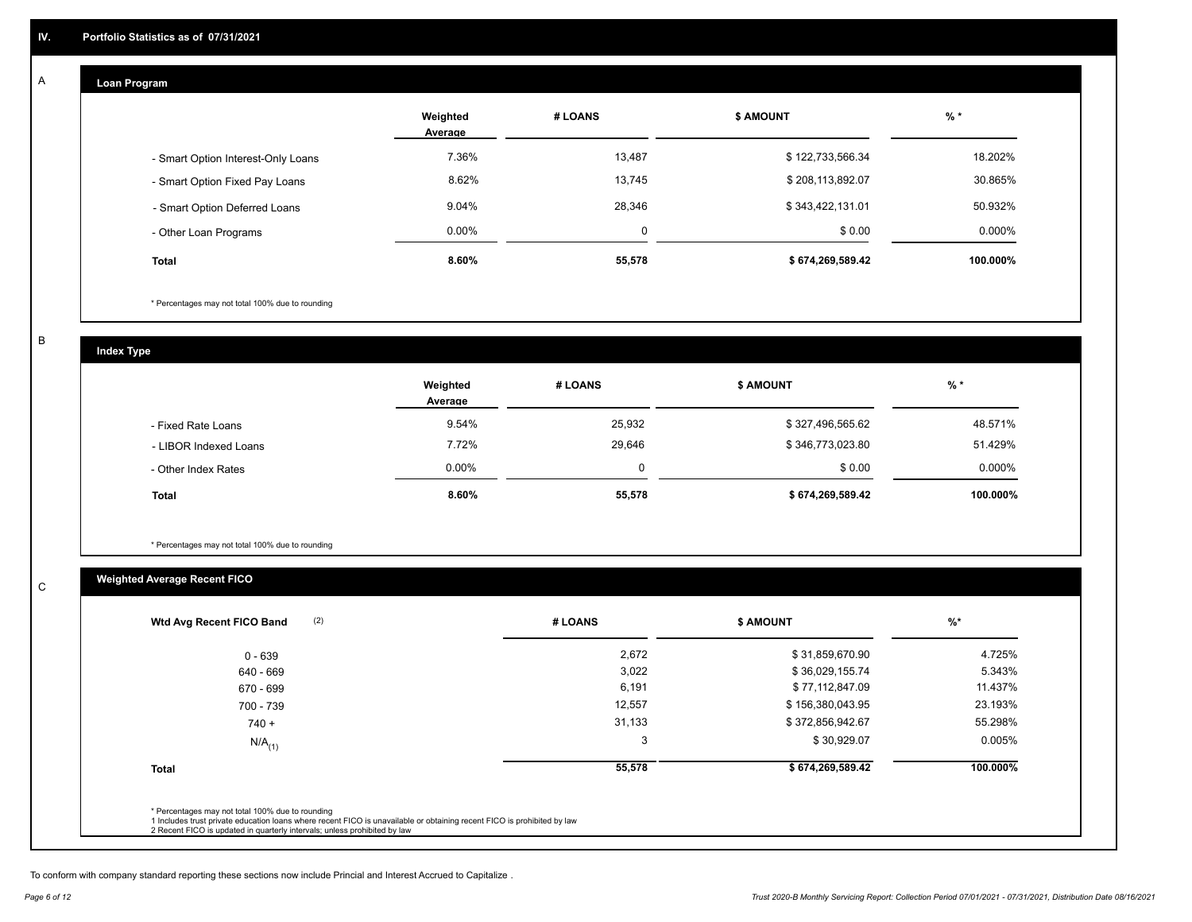## IV. Portfolio Statistics as of 07/31/2021

### A Loan Program

| | Weighted Average | # LOANS | $ AMOUNT | % * |
|---|---|---|---|---|
| - Smart Option Interest-Only Loans | 7.36% | 13,487 | $ 122,733,566.34 | 18.202% |
| - Smart Option Fixed Pay Loans | 8.62% | 13,745 | $ 208,113,892.07 | 30.865% |
| - Smart Option Deferred Loans | 9.04% | 28,346 | $ 343,422,131.01 | 50.932% |
| - Other Loan Programs | 0.00% | 0 | $ 0.00 | 0.000% |
| **Total** | **8.60%** | **55,578** | **$ 674,269,589.42** | **100.000%** |

* Percentages may not total 100% due to rounding

### B Index Type

| | Weighted Average | # LOANS | $ AMOUNT | % * |
|---|---|---|---|---|
| - Fixed Rate Loans | 9.54% | 25,932 | $ 327,496,565.62 | 48.571% |
| - LIBOR Indexed Loans | 7.72% | 29,646 | $ 346,773,023.80 | 51.429% |
| - Other Index Rates | 0.00% | 0 | $ 0.00 | 0.000% |
| **Total** | **8.60%** | **55,578** | **$ 674,269,589.42** | **100.000%** |

* Percentages may not total 100% due to rounding

### C Weighted Average Recent FICO

| Wtd Avg Recent FICO Band (2) | # LOANS | $ AMOUNT | %* |
|---|---|---|---|
| 0 - 639 | 2,672 | $ 31,859,670.90 | 4.725% |
| 640 - 669 | 3,022 | $ 36,029,155.74 | 5.343% |
| 670 - 699 | 6,191 | $ 77,112,847.09 | 11.437% |
| 700 - 739 | 12,557 | $ 156,380,043.95 | 23.193% |
| 740 + | 31,133 | $ 372,856,942.67 | 55.298% |
| N/A(1) | 3 | $ 30,929.07 | 0.005% |
| **Total** | **55,578** | **$ 674,269,589.42** | **100.000%** |

* Percentages may not total 100% due to rounding
1 Includes trust private education loans where recent FICO is unavailable or obtaining recent FICO is prohibited by law
2 Recent FICO is updated in quarterly intervals; unless prohibited by law

To conform with company standard reporting these sections now include Princial and Interest Accrued to Capitalize .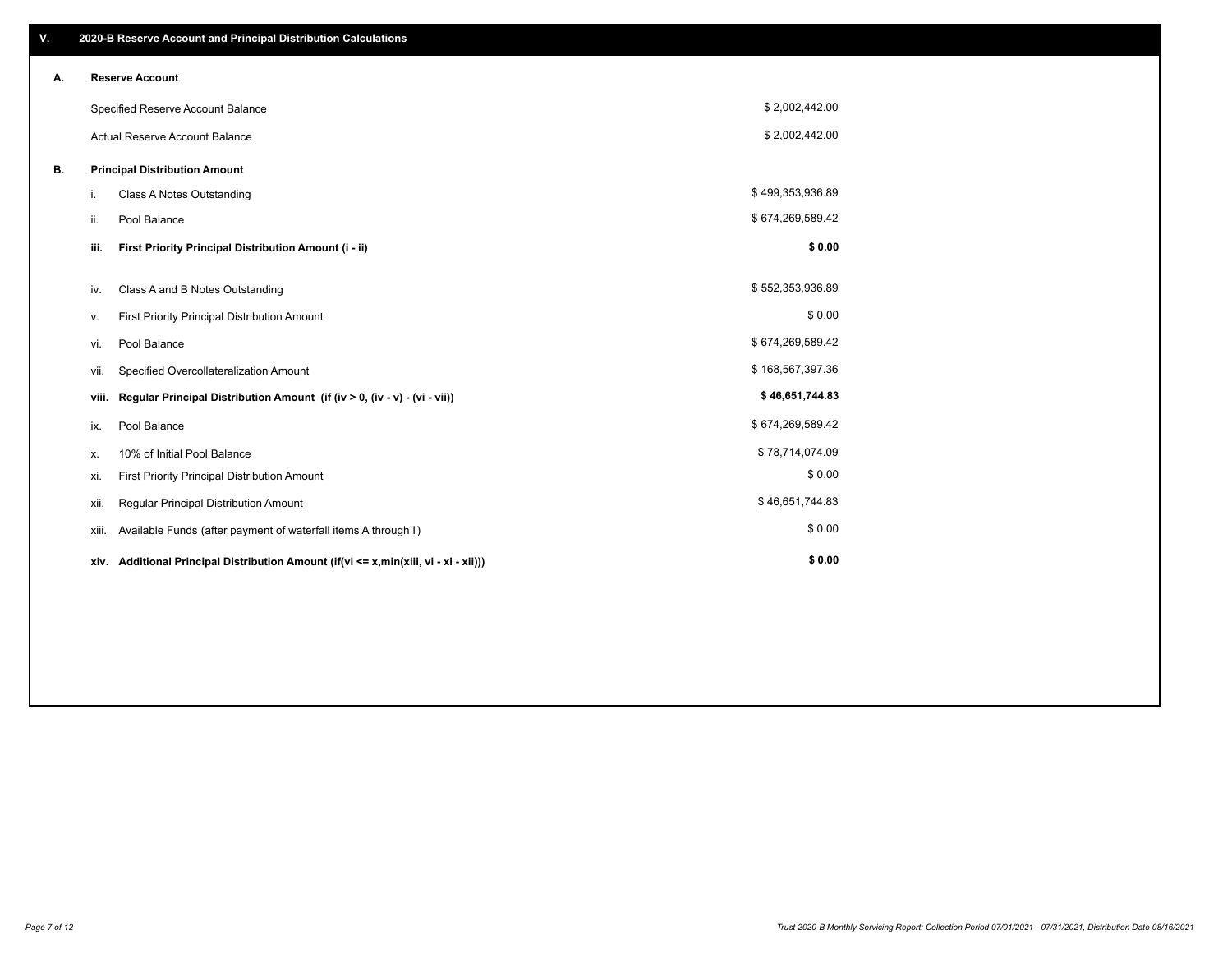## V. 2020-B Reserve Account and Principal Distribution Calculations

### A. Reserve Account

| | |
|---|---|
| Specified Reserve Account Balance | $ 2,002,442.00 |
| Actual Reserve Account Balance | $ 2,002,442.00 |

### B. Principal Distribution Amount

| | | |
|---|---|---|
| i. | Class A Notes Outstanding | $ 499,353,936.89 |
| ii. | Pool Balance | $ 674,269,589.42 |
| **iii.** | **First Priority Principal Distribution Amount (i - ii)** | **$ 0.00** |
| iv. | Class A and B Notes Outstanding | $ 552,353,936.89 |
| v. | First Priority Principal Distribution Amount | $ 0.00 |
| vi. | Pool Balance | $ 674,269,589.42 |
| vii. | Specified Overcollateralization Amount | $ 168,567,397.36 |
| **viii.** | **Regular Principal Distribution Amount (if (iv > 0, (iv - v) - (vi - vii))** | **$ 46,651,744.83** |
| ix. | Pool Balance | $ 674,269,589.42 |
| x. | 10% of Initial Pool Balance | $ 78,714,074.09 |
| xi. | First Priority Principal Distribution Amount | $ 0.00 |
| xii. | Regular Principal Distribution Amount | $ 46,651,744.83 |
| xiii. | Available Funds (after payment of waterfall items A through I) | $ 0.00 |
| **xiv.** | **Additional Principal Distribution Amount (if(vi <= x,min(xiii, vi - xi - xii)))** | **$ 0.00** |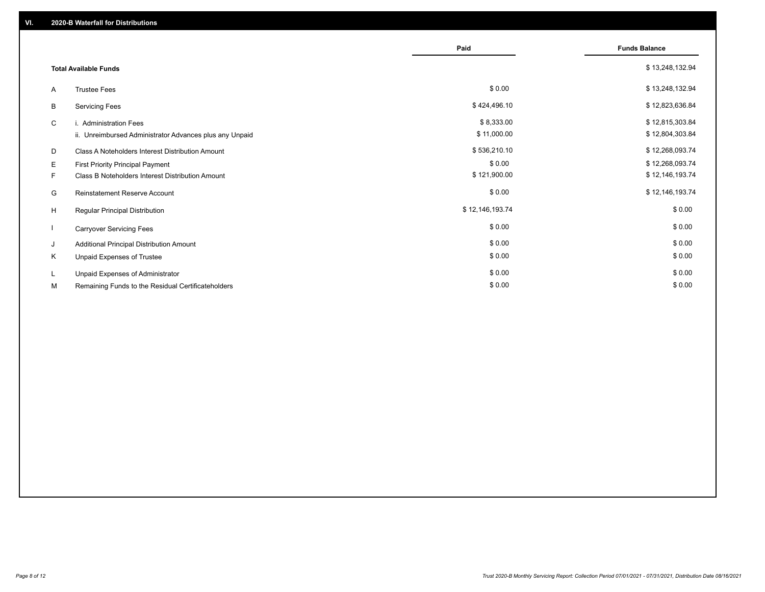## VI. 2020-B Waterfall for Distributions

| | | Paid | Funds Balance |
|---|---|---|---|
| | **Total Available Funds** | | $ 13,248,132.94 |
| A | Trustee Fees | $ 0.00 | $ 13,248,132.94 |
| B | Servicing Fees | $ 424,496.10 | $ 12,823,636.84 |
| C | i. Administration Fees | $ 8,333.00 | $ 12,815,303.84 |
| | ii. Unreimbursed Administrator Advances plus any Unpaid | $ 11,000.00 | $ 12,804,303.84 |
| D | Class A Noteholders Interest Distribution Amount | $ 536,210.10 | $ 12,268,093.74 |
| E | First Priority Principal Payment | $ 0.00 | $ 12,268,093.74 |
| F | Class B Noteholders Interest Distribution Amount | $ 121,900.00 | $ 12,146,193.74 |
| G | Reinstatement Reserve Account | $ 0.00 | $ 12,146,193.74 |
| H | Regular Principal Distribution | $ 12,146,193.74 | $ 0.00 |
| I | Carryover Servicing Fees | $ 0.00 | $ 0.00 |
| J | Additional Principal Distribution Amount | $ 0.00 | $ 0.00 |
| K | Unpaid Expenses of Trustee | $ 0.00 | $ 0.00 |
| L | Unpaid Expenses of Administrator | $ 0.00 | $ 0.00 |
| M | Remaining Funds to the Residual Certificateholders | $ 0.00 | $ 0.00 |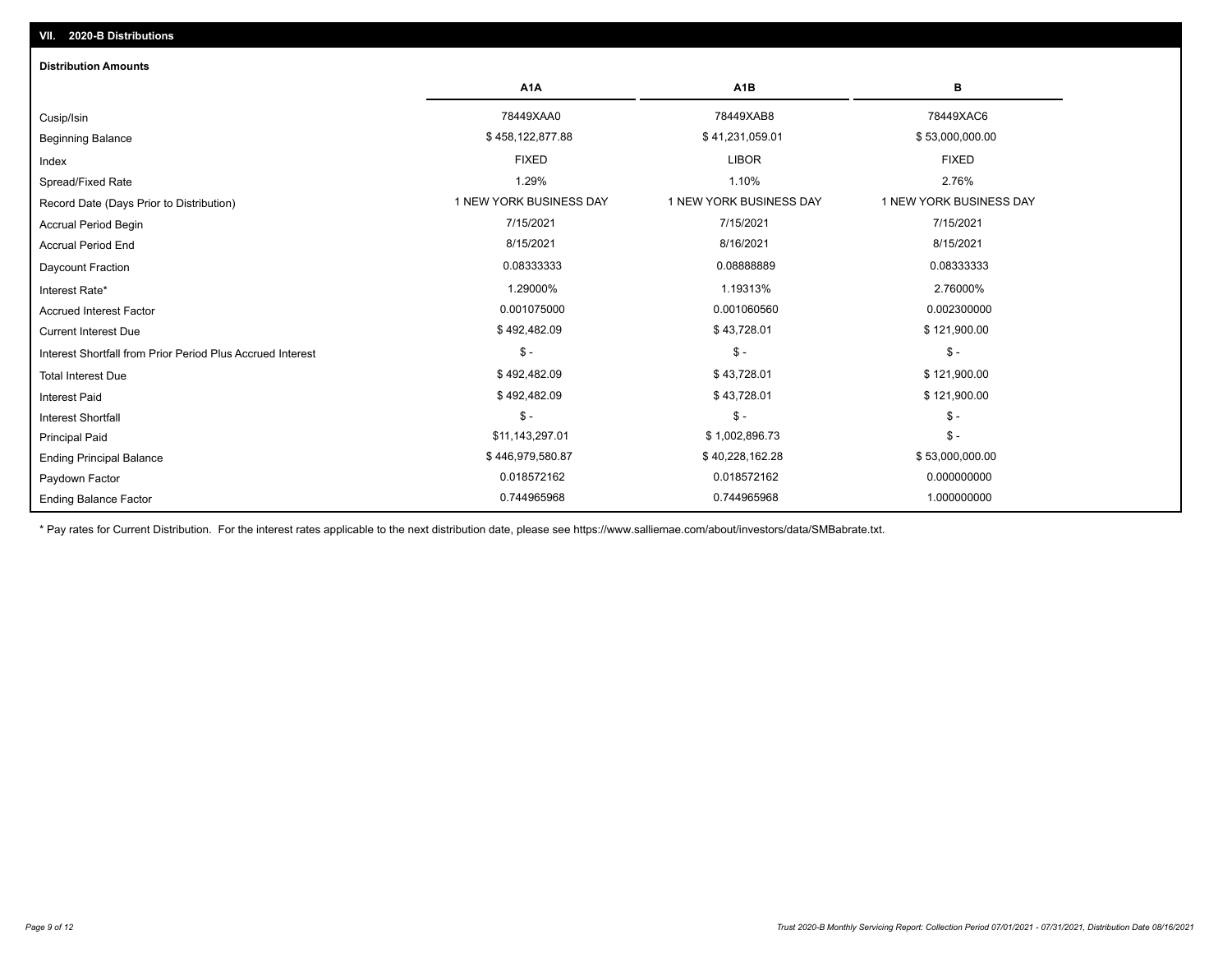## VII. 2020-B Distributions

### Distribution Amounts

| | A1A | A1B | B |
|---|---|---|---|
| Cusip/Isin | 78449XAA0 | 78449XAB8 | 78449XAC6 |
| Beginning Balance | $ 458,122,877.88 | $ 41,231,059.01 | $ 53,000,000.00 |
| Index | FIXED | LIBOR | FIXED |
| Spread/Fixed Rate | 1.29% | 1.10% | 2.76% |
| Record Date (Days Prior to Distribution) | 1 NEW YORK BUSINESS DAY | 1 NEW YORK BUSINESS DAY | 1 NEW YORK BUSINESS DAY |
| Accrual Period Begin | 7/15/2021 | 7/15/2021 | 7/15/2021 |
| Accrual Period End | 8/15/2021 | 8/16/2021 | 8/15/2021 |
| Daycount Fraction | 0.08333333 | 0.08888889 | 0.08333333 |
| Interest Rate* | 1.29000% | 1.19313% | 2.76000% |
| Accrued Interest Factor | 0.001075000 | 0.001060560 | 0.002300000 |
| Current Interest Due | $ 492,482.09 | $ 43,728.01 | $ 121,900.00 |
| Interest Shortfall from Prior Period Plus Accrued Interest | $ - | $ - | $ - |
| Total Interest Due | $ 492,482.09 | $ 43,728.01 | $ 121,900.00 |
| Interest Paid | $ 492,482.09 | $ 43,728.01 | $ 121,900.00 |
| Interest Shortfall | $ - | $ - | $ - |
| Principal Paid | $11,143,297.01 | $ 1,002,896.73 | $ - |
| Ending Principal Balance | $ 446,979,580.87 | $ 40,228,162.28 | $ 53,000,000.00 |
| Paydown Factor | 0.018572162 | 0.018572162 | 0.000000000 |
| Ending Balance Factor | 0.744965968 | 0.744965968 | 1.000000000 |

* Pay rates for Current Distribution. For the interest rates applicable to the next distribution date, please see https://www.salliemae.com/about/investors/data/SMBabrate.txt.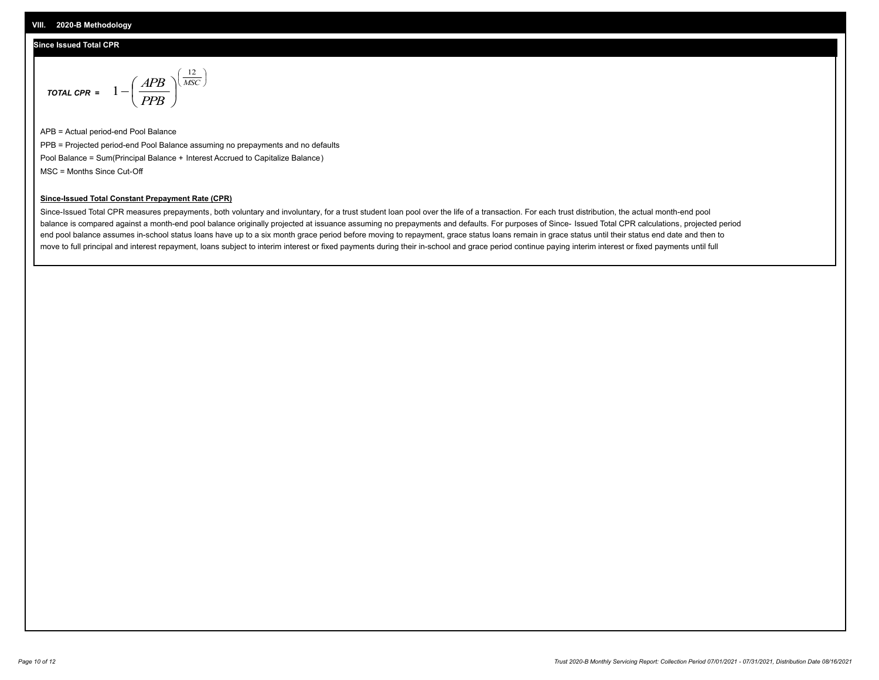## VIII. 2020-B Methodology

### Since Issued Total CPR

$$\textit{TOTAL CPR} = 1 - \left( \frac{APB}{PPB} \right)^{\left( \frac{12}{MSC} \right)}$$

APB = Actual period-end Pool Balance

PPB = Projected period-end Pool Balance assuming no prepayments and no defaults

Pool Balance = Sum(Principal Balance + Interest Accrued to Capitalize Balance)

MSC = Months Since Cut-Off

**Since-Issued Total Constant Prepayment Rate (CPR)**

Since-Issued Total CPR measures prepayments, both voluntary and involuntary, for a trust student loan pool over the life of a transaction. For each trust distribution, the actual month-end pool balance is compared against a month-end pool balance originally projected at issuance assuming no prepayments and defaults. For purposes of Since- Issued Total CPR calculations, projected period end pool balance assumes in-school status loans have up to a six month grace period before moving to repayment, grace status loans remain in grace status until their status end date and then to move to full principal and interest repayment, loans subject to interim interest or fixed payments during their in-school and grace period continue paying interim interest or fixed payments until full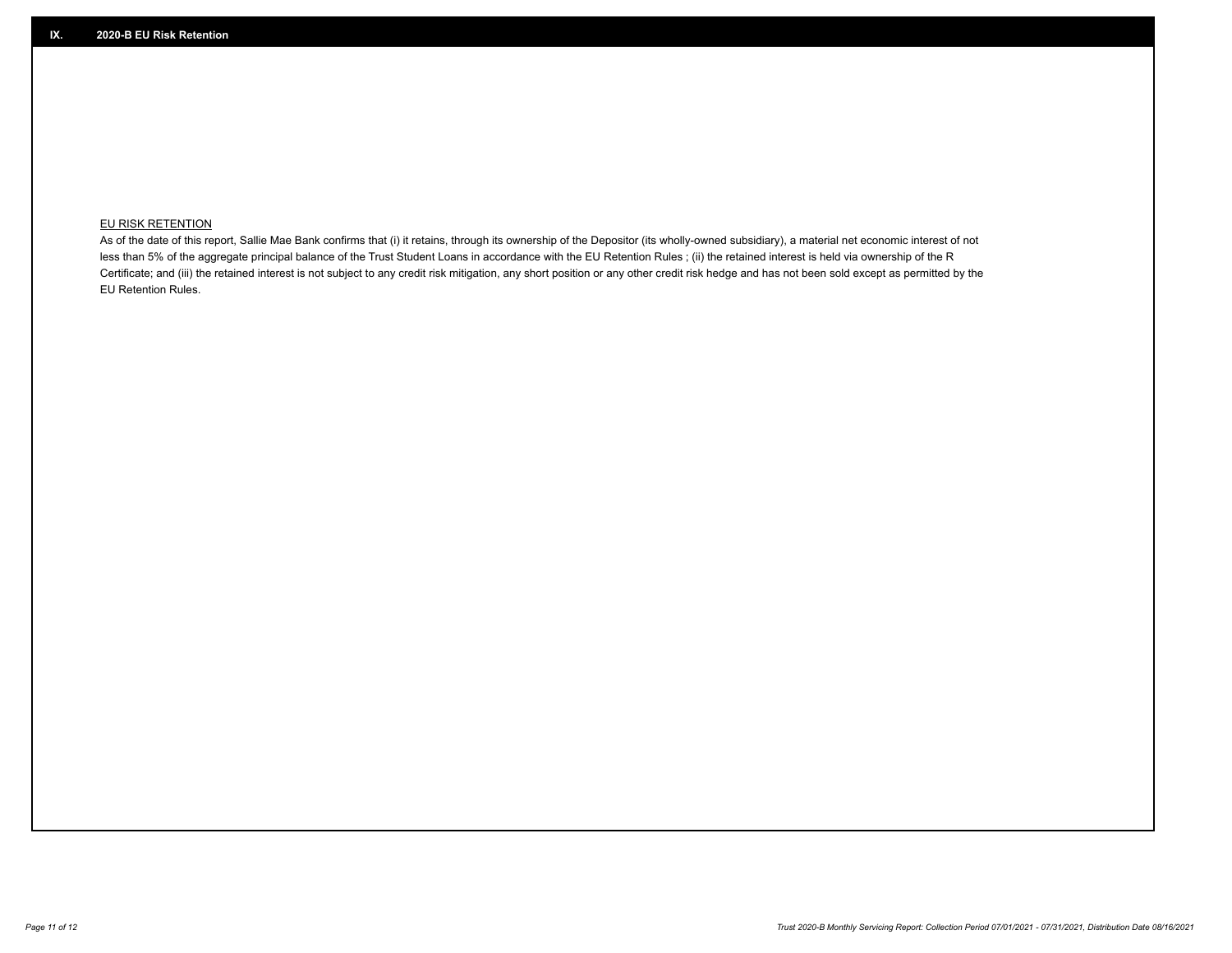## IX. 2020-B EU Risk Retention

EU RISK RETENTION

As of the date of this report, Sallie Mae Bank confirms that (i) it retains, through its ownership of the Depositor (its wholly-owned subsidiary), a material net economic interest of not less than 5% of the aggregate principal balance of the Trust Student Loans in accordance with the EU Retention Rules ; (ii) the retained interest is held via ownership of the R Certificate; and (iii) the retained interest is not subject to any credit risk mitigation, any short position or any other credit risk hedge and has not been sold except as permitted by the EU Retention Rules.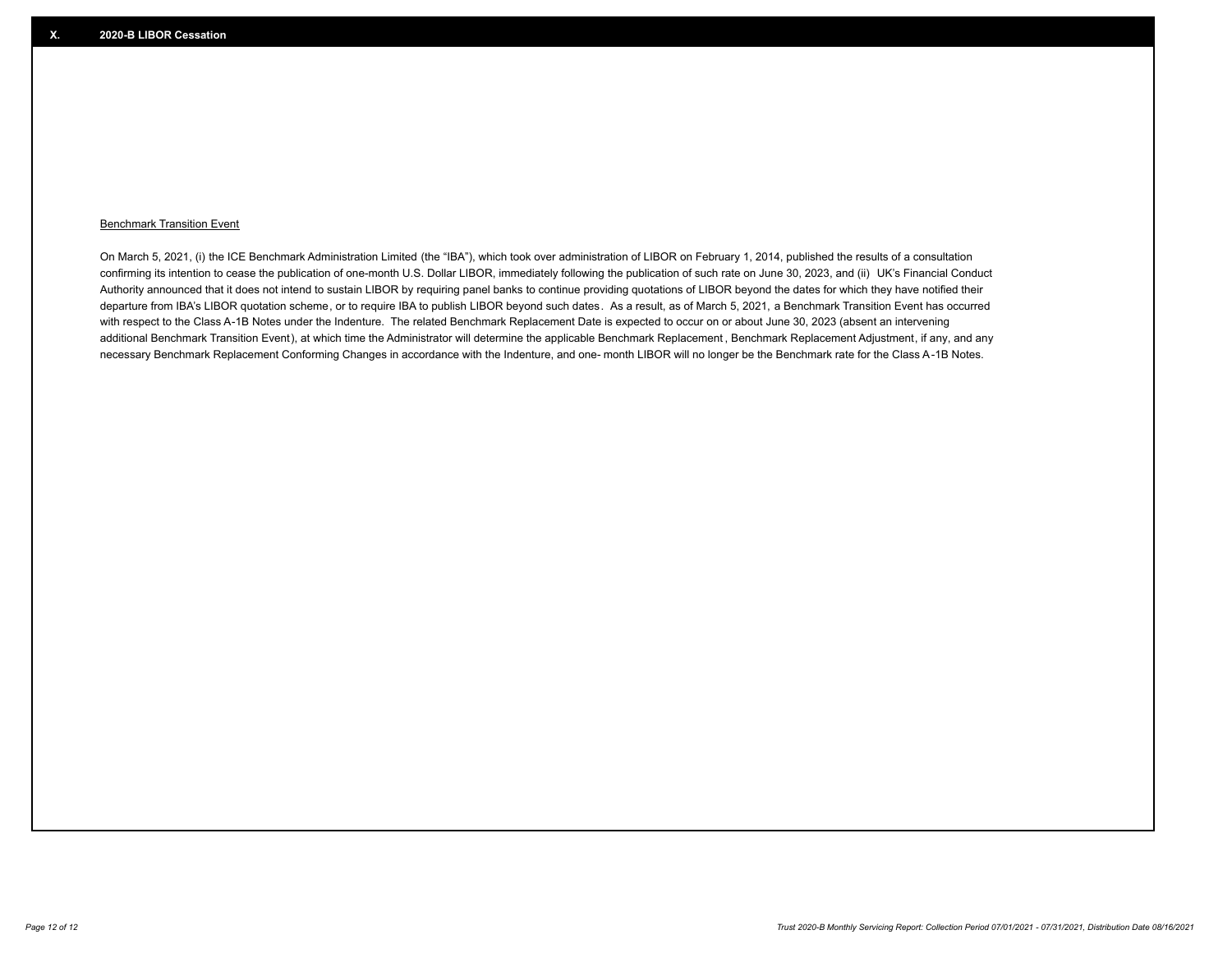## X. 2020-B LIBOR Cessation

Benchmark Transition Event

On March 5, 2021, (i) the ICE Benchmark Administration Limited (the "IBA"), which took over administration of LIBOR on February 1, 2014, published the results of a consultation confirming its intention to cease the publication of one-month U.S. Dollar LIBOR, immediately following the publication of such rate on June 30, 2023, and (ii) UK's Financial Conduct Authority announced that it does not intend to sustain LIBOR by requiring panel banks to continue providing quotations of LIBOR beyond the dates for which they have notified their departure from IBA's LIBOR quotation scheme, or to require IBA to publish LIBOR beyond such dates. As a result, as of March 5, 2021, a Benchmark Transition Event has occurred with respect to the Class A-1B Notes under the Indenture. The related Benchmark Replacement Date is expected to occur on or about June 30, 2023 (absent an intervening additional Benchmark Transition Event), at which time the Administrator will determine the applicable Benchmark Replacement, Benchmark Replacement Adjustment, if any, and any necessary Benchmark Replacement Conforming Changes in accordance with the Indenture, and one- month LIBOR will no longer be the Benchmark rate for the Class A-1B Notes.